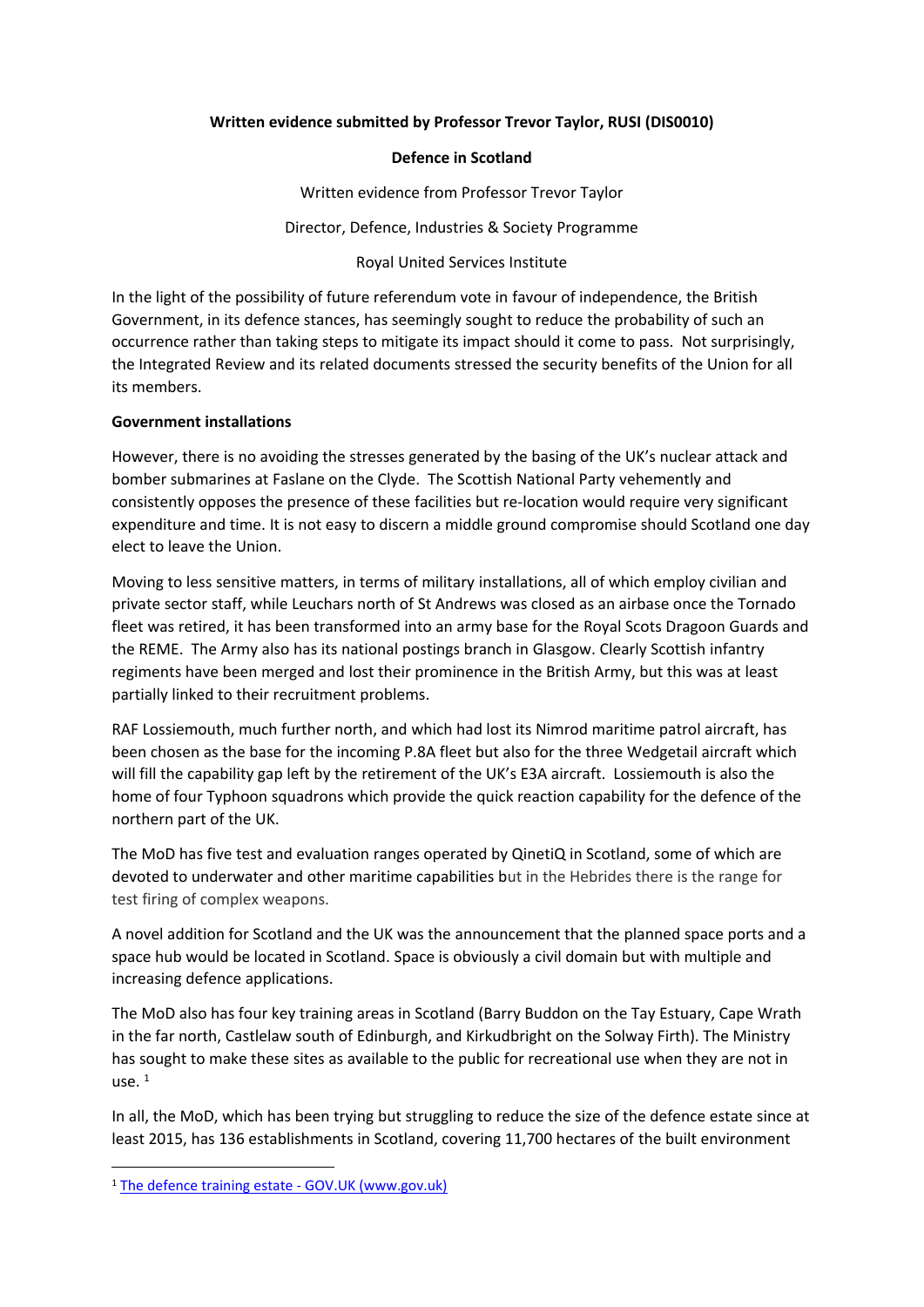**Written evidence submitted by Professor Trevor Taylor, RUSI (DIS0010)**

**Defence in Scotland**

Written evidence from Professor Trevor Taylor

Director, Defence, Industries & Society Programme

Royal United Services Institute

In the light of the possibility of future referendum vote in favour of independence, the British Government, in its defence stances, has seemingly sought to reduce the probability of such an occurrence rather than taking steps to mitigate its impact should it come to pass. Not surprisingly, the Integrated Review and its related documents stressed the security benefits of the Union for all its members.

**Government installations**

However, there is no avoiding the stresses generated by the basing of the UK's nuclear attack and bomber submarines at Faslane on the Clyde. The Scottish National Party vehemently and consistently opposes the presence of these facilities but re-location would require very significant expenditure and time. It is not easy to discern a middle ground compromise should Scotland one day elect to leave the Union.

Moving to less sensitive matters, in terms of military installations, all of which employ civilian and private sector staff, while Leuchars north of St Andrews was closed as an airbase once the Tornado fleet was retired, it has been transformed into an army base for the Royal Scots Dragoon Guards and the REME. The Army also has its national postings branch in Glasgow. Clearly Scottish infantry regiments have been merged and lost their prominence in the British Army, but this was at least partially linked to their recruitment problems.

RAF Lossiemouth, much further north, and which had lost its Nimrod maritime patrol aircraft, has been chosen as the base for the incoming P.8A fleet but also for the three Wedgetail aircraft which will fill the capability gap left by the retirement of the UK's E3A aircraft. Lossiemouth is also the home of four Typhoon squadrons which provide the quick reaction capability for the defence of the northern part of the UK.

The MoD has five test and evaluation ranges operated by QinetiQ in Scotland, some of which are devoted to underwater and other maritime capabilities but in the Hebrides there is the range for test firing of complex weapons.

A novel addition for Scotland and the UK was the announcement that the planned space ports and a space hub would be located in Scotland. Space is obviously a civil domain but with multiple and increasing defence applications.

The MoD also has four key training areas in Scotland (Barry Buddon on the Tay Estuary, Cape Wrath in the far north, Castlelaw south of Edinburgh, and Kirkudbright on the Solway Firth). The Ministry has sought to make these sites as available to the public for recreational use when they are not in use. [1]

In all, the MoD, which has been trying but struggling to reduce the size of the defence estate since at least 2015, has 136 establishments in Scotland, covering 11,700 hectares of the built environment

---

[1] The defence training estate - GOV.UK (www.gov.uk)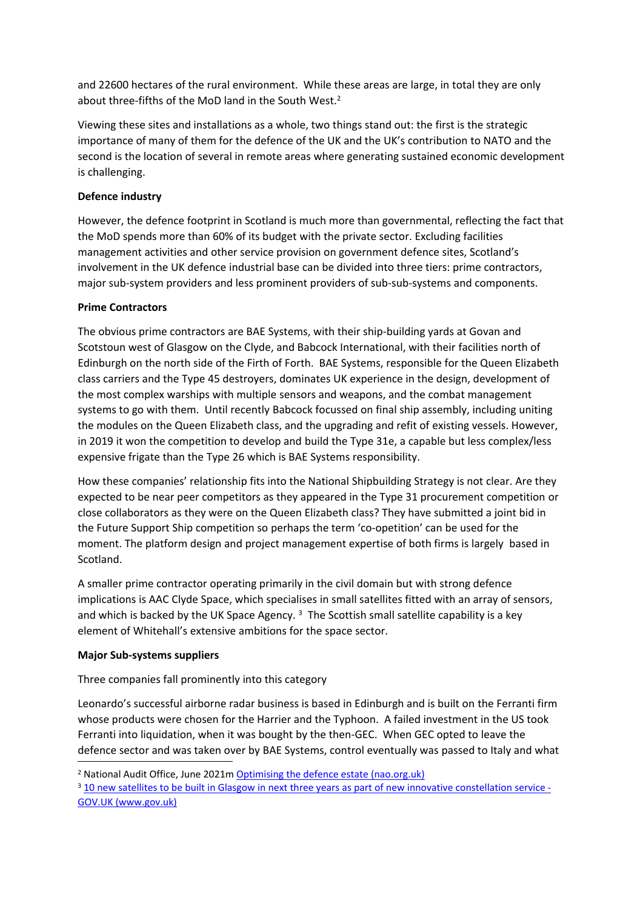and 22600 hectares of the rural environment. While these areas are large, in total they are only about three-fifths of the MoD land in the South West.[2]

Viewing these sites and installations as a whole, two things stand out: the first is the strategic importance of many of them for the defence of the UK and the UK's contribution to NATO and the second is the location of several in remote areas where generating sustained economic development is challenging.

**Defence industry**

However, the defence footprint in Scotland is much more than governmental, reflecting the fact that the MoD spends more than 60% of its budget with the private sector. Excluding facilities management activities and other service provision on government defence sites, Scotland's involvement in the UK defence industrial base can be divided into three tiers: prime contractors, major sub-system providers and less prominent providers of sub-sub-systems and components.

**Prime Contractors**

The obvious prime contractors are BAE Systems, with their ship-building yards at Govan and Scotstoun west of Glasgow on the Clyde, and Babcock International, with their facilities north of Edinburgh on the north side of the Firth of Forth. BAE Systems, responsible for the Queen Elizabeth class carriers and the Type 45 destroyers, dominates UK experience in the design, development of the most complex warships with multiple sensors and weapons, and the combat management systems to go with them. Until recently Babcock focussed on final ship assembly, including uniting the modules on the Queen Elizabeth class, and the upgrading and refit of existing vessels. However, in 2019 it won the competition to develop and build the Type 31e, a capable but less complex/less expensive frigate than the Type 26 which is BAE Systems responsibility.

How these companies' relationship fits into the National Shipbuilding Strategy is not clear. Are they expected to be near peer competitors as they appeared in the Type 31 procurement competition or close collaborators as they were on the Queen Elizabeth class? They have submitted a joint bid in the Future Support Ship competition so perhaps the term 'co-opetition' can be used for the moment. The platform design and project management expertise of both firms is largely based in Scotland.

A smaller prime contractor operating primarily in the civil domain but with strong defence implications is AAC Clyde Space, which specialises in small satellites fitted with an array of sensors, and which is backed by the UK Space Agency.[3] The Scottish small satellite capability is a key element of Whitehall's extensive ambitions for the space sector.

**Major Sub-systems suppliers**

Three companies fall prominently into this category

Leonardo's successful airborne radar business is based in Edinburgh and is built on the Ferranti firm whose products were chosen for the Harrier and the Typhoon. A failed investment in the US took Ferranti into liquidation, when it was bought by the then-GEC. When GEC opted to leave the defence sector and was taken over by BAE Systems, control eventually was passed to Italy and what

---

[2] National Audit Office, June 2021m [Optimising the defence estate (nao.org.uk)]

[3] [10 new satellites to be built in Glasgow in next three years as part of new innovative constellation service - GOV.UK (www.gov.uk)]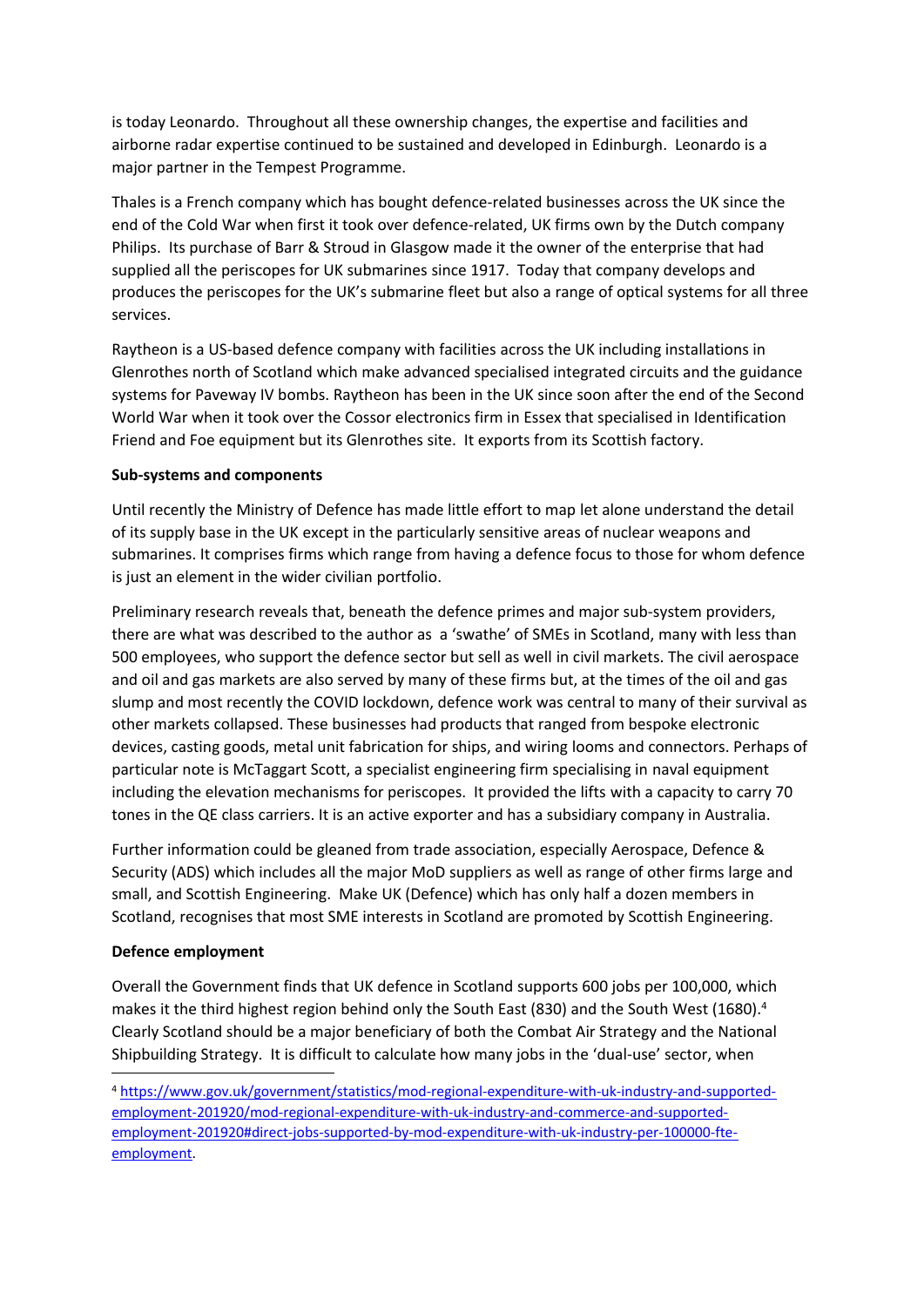is today Leonardo. Throughout all these ownership changes, the expertise and facilities and airborne radar expertise continued to be sustained and developed in Edinburgh. Leonardo is a major partner in the Tempest Programme.

Thales is a French company which has bought defence-related businesses across the UK since the end of the Cold War when first it took over defence-related, UK firms own by the Dutch company Philips. Its purchase of Barr & Stroud in Glasgow made it the owner of the enterprise that had supplied all the periscopes for UK submarines since 1917. Today that company develops and produces the periscopes for the UK's submarine fleet but also a range of optical systems for all three services.

Raytheon is a US-based defence company with facilities across the UK including installations in Glenrothes north of Scotland which make advanced specialised integrated circuits and the guidance systems for Paveway IV bombs. Raytheon has been in the UK since soon after the end of the Second World War when it took over the Cossor electronics firm in Essex that specialised in Identification Friend and Foe equipment but its Glenrothes site. It exports from its Scottish factory.

**Sub-systems and components**

Until recently the Ministry of Defence has made little effort to map let alone understand the detail of its supply base in the UK except in the particularly sensitive areas of nuclear weapons and submarines. It comprises firms which range from having a defence focus to those for whom defence is just an element in the wider civilian portfolio.

Preliminary research reveals that, beneath the defence primes and major sub-system providers, there are what was described to the author as a 'swathe' of SMEs in Scotland, many with less than 500 employees, who support the defence sector but sell as well in civil markets. The civil aerospace and oil and gas markets are also served by many of these firms but, at the times of the oil and gas slump and most recently the COVID lockdown, defence work was central to many of their survival as other markets collapsed. These businesses had products that ranged from bespoke electronic devices, casting goods, metal unit fabrication for ships, and wiring looms and connectors. Perhaps of particular note is McTaggart Scott, a specialist engineering firm specialising in naval equipment including the elevation mechanisms for periscopes. It provided the lifts with a capacity to carry 70 tones in the QE class carriers. It is an active exporter and has a subsidiary company in Australia.

Further information could be gleaned from trade association, especially Aerospace, Defence & Security (ADS) which includes all the major MoD suppliers as well as range of other firms large and small, and Scottish Engineering. Make UK (Defence) which has only half a dozen members in Scotland, recognises that most SME interests in Scotland are promoted by Scottish Engineering.

**Defence employment**

Overall the Government finds that UK defence in Scotland supports 600 jobs per 100,000, which makes it the third highest region behind only the South East (830) and the South West (1680).[4] Clearly Scotland should be a major beneficiary of both the Combat Air Strategy and the National Shipbuilding Strategy. It is difficult to calculate how many jobs in the 'dual-use' sector, when

[4] https://www.gov.uk/government/statistics/mod-regional-expenditure-with-uk-industry-and-supported-employment-201920/mod-regional-expenditure-with-uk-industry-and-commerce-and-supported-employment-201920#direct-jobs-supported-by-mod-expenditure-with-uk-industry-per-100000-fte-employment.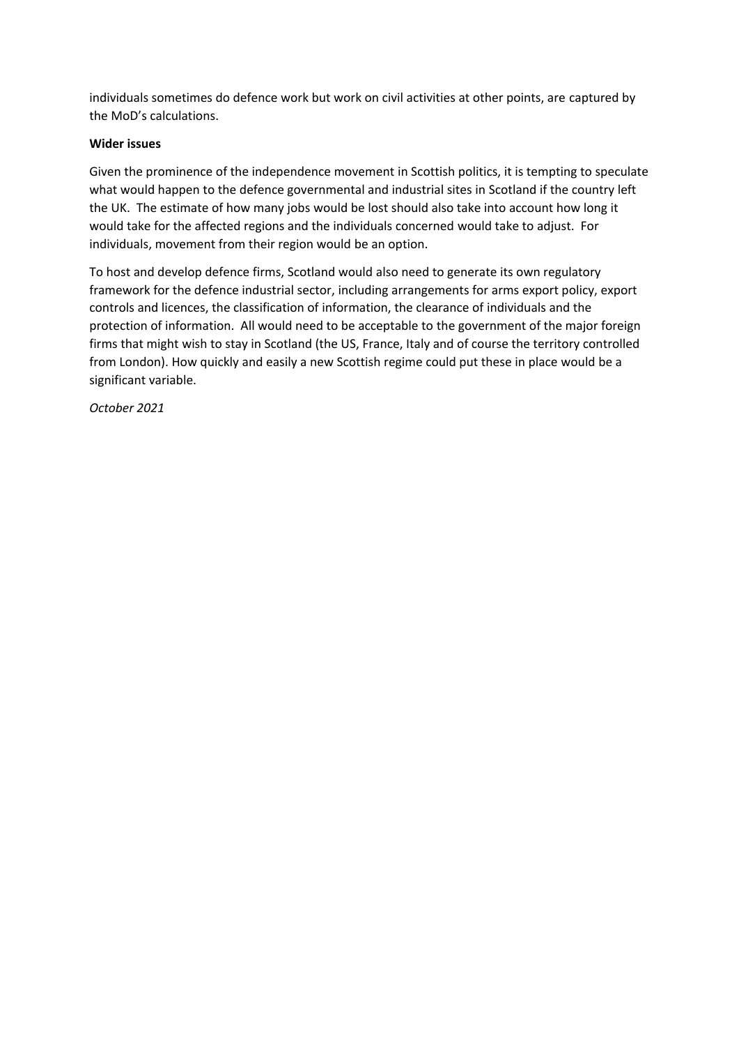individuals sometimes do defence work but work on civil activities at other points, are captured by the MoD's calculations.

**Wider issues**

Given the prominence of the independence movement in Scottish politics, it is tempting to speculate what would happen to the defence governmental and industrial sites in Scotland if the country left the UK. The estimate of how many jobs would be lost should also take into account how long it would take for the affected regions and the individuals concerned would take to adjust. For individuals, movement from their region would be an option.

To host and develop defence firms, Scotland would also need to generate its own regulatory framework for the defence industrial sector, including arrangements for arms export policy, export controls and licences, the classification of information, the clearance of individuals and the protection of information. All would need to be acceptable to the government of the major foreign firms that might wish to stay in Scotland (the US, France, Italy and of course the territory controlled from London). How quickly and easily a new Scottish regime could put these in place would be a significant variable.

*October 2021*